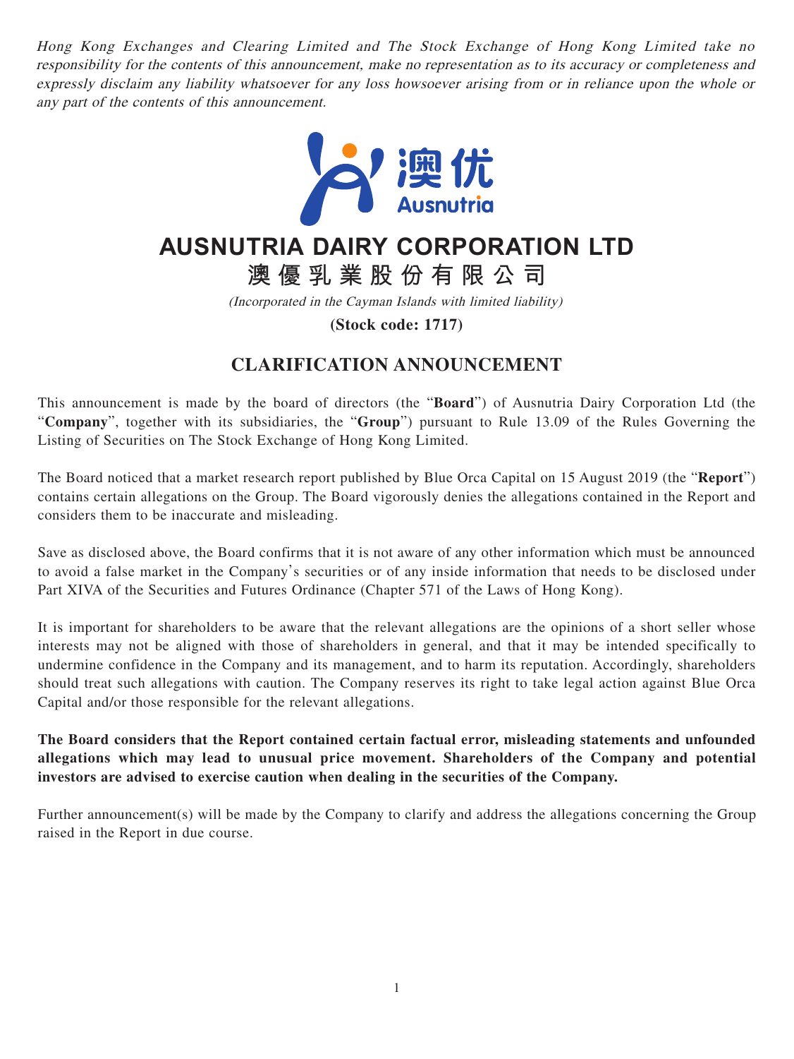*Hong Kong Exchanges and Clearing Limited and The Stock Exchange of Hong Kong Limited take no responsibility for the contents of this announcement, make no representation as to its accuracy or completeness and expressly disclaim any liability whatsoever for any loss howsoever arising from or in reliance upon the whole or any part of the contents of this announcement.*

澳优
Ausnutria

# AUSNUTRIA DAIRY CORPORATION LTD

# 澳優乳業股份有限公司

*(Incorporated in the Cayman Islands with limited liability)*

**(Stock code: 1717)**

## CLARIFICATION ANNOUNCEMENT

This announcement is made by the board of directors (the "**Board**") of Ausnutria Dairy Corporation Ltd (the "**Company**", together with its subsidiaries, the "**Group**") pursuant to Rule 13.09 of the Rules Governing the Listing of Securities on The Stock Exchange of Hong Kong Limited.

The Board noticed that a market research report published by Blue Orca Capital on 15 August 2019 (the "**Report**") contains certain allegations on the Group. The Board vigorously denies the allegations contained in the Report and considers them to be inaccurate and misleading.

Save as disclosed above, the Board confirms that it is not aware of any other information which must be announced to avoid a false market in the Company's securities or of any inside information that needs to be disclosed under Part XIVA of the Securities and Futures Ordinance (Chapter 571 of the Laws of Hong Kong).

It is important for shareholders to be aware that the relevant allegations are the opinions of a short seller whose interests may not be aligned with those of shareholders in general, and that it may be intended specifically to undermine confidence in the Company and its management, and to harm its reputation. Accordingly, shareholders should treat such allegations with caution. The Company reserves its right to take legal action against Blue Orca Capital and/or those responsible for the relevant allegations.

**The Board considers that the Report contained certain factual error, misleading statements and unfounded allegations which may lead to unusual price movement. Shareholders of the Company and potential investors are advised to exercise caution when dealing in the securities of the Company.**

Further announcement(s) will be made by the Company to clarify and address the allegations concerning the Group raised in the Report in due course.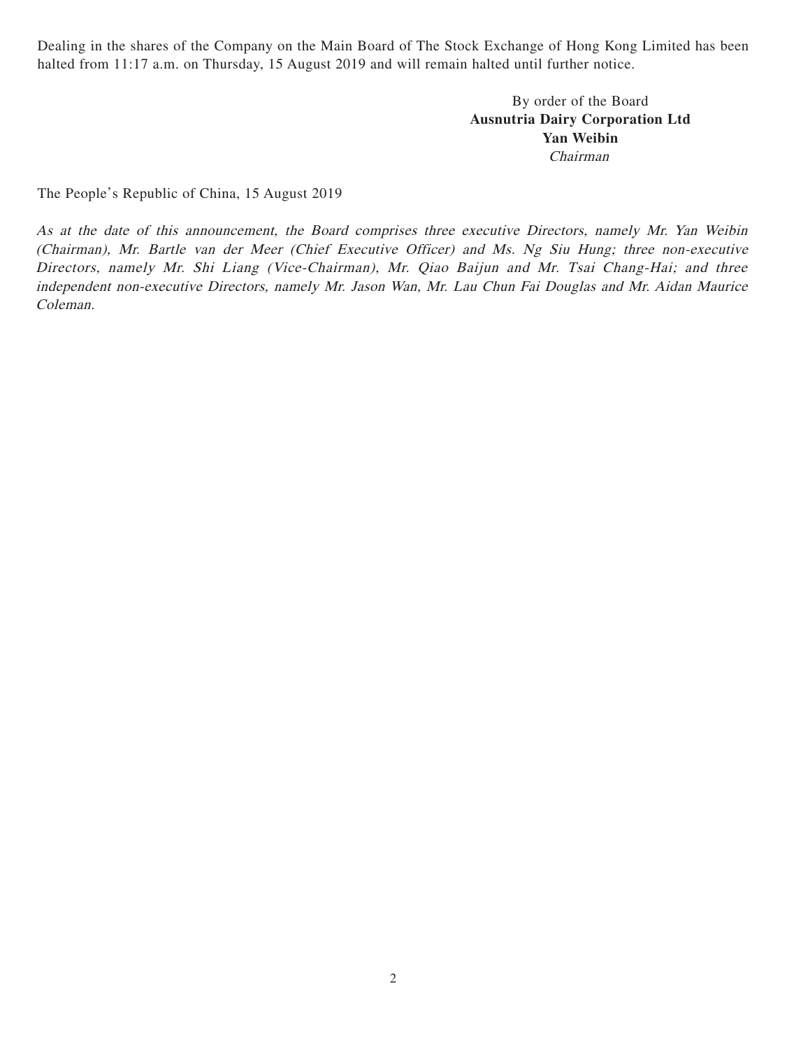Dealing in the shares of the Company on the Main Board of The Stock Exchange of Hong Kong Limited has been halted from 11:17 a.m. on Thursday, 15 August 2019 and will remain halted until further notice.

By order of the Board
**Ausnutria Dairy Corporation Ltd**
**Yan Weibin**
*Chairman*

The People's Republic of China, 15 August 2019

*As at the date of this announcement, the Board comprises three executive Directors, namely Mr. Yan Weibin (Chairman), Mr. Bartle van der Meer (Chief Executive Officer) and Ms. Ng Siu Hung; three non-executive Directors, namely Mr. Shi Liang (Vice-Chairman), Mr. Qiao Baijun and Mr. Tsai Chang-Hai; and three independent non-executive Directors, namely Mr. Jason Wan, Mr. Lau Chun Fai Douglas and Mr. Aidan Maurice Coleman.*